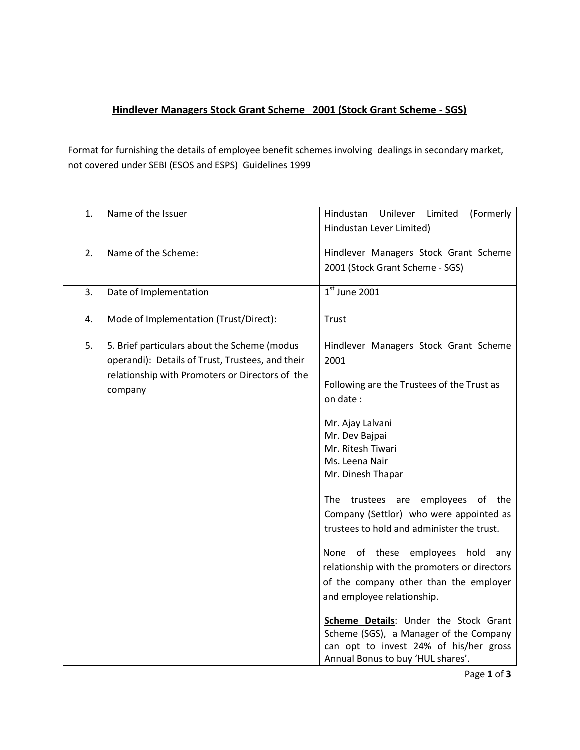# Hindlever Managers Stock Grant Scheme 2001 (Stock Grant Scheme - SGS)

Format for furnishing the details of employee benefit schemes involving dealings in secondary market, not covered under SEBI (ESOS and ESPS) Guidelines 1999

| | | |
|---|---|---|
| 1. | Name of the Issuer | Hindustan Unilever Limited (Formerly Hindustan Lever Limited) |
| 2. | Name of the Scheme: | Hindlever Managers Stock Grant Scheme 2001 (Stock Grant Scheme - SGS) |
| 3. | Date of Implementation | 1st June 2001 |
| 4. | Mode of Implementation (Trust/Direct): | Trust |
| 5. | 5. Brief particulars about the Scheme (modus operandi): Details of Trust, Trustees, and their relationship with Promoters or Directors of the company | Hindlever Managers Stock Grant Scheme 2001<br><br>Following are the Trustees of the Trust as on date :<br><br>Mr. Ajay Lalvani<br>Mr. Dev Bajpai<br>Mr. Ritesh Tiwari<br>Ms. Leena Nair<br>Mr. Dinesh Thapar<br><br>The trustees are employees of the Company (Settlor) who were appointed as trustees to hold and administer the trust.<br><br>None of these employees hold any relationship with the promoters or directors of the company other than the employer and employee relationship.<br><br>**Scheme Details**: Under the Stock Grant Scheme (SGS), a Manager of the Company can opt to invest 24% of his/her gross Annual Bonus to buy 'HUL shares'. |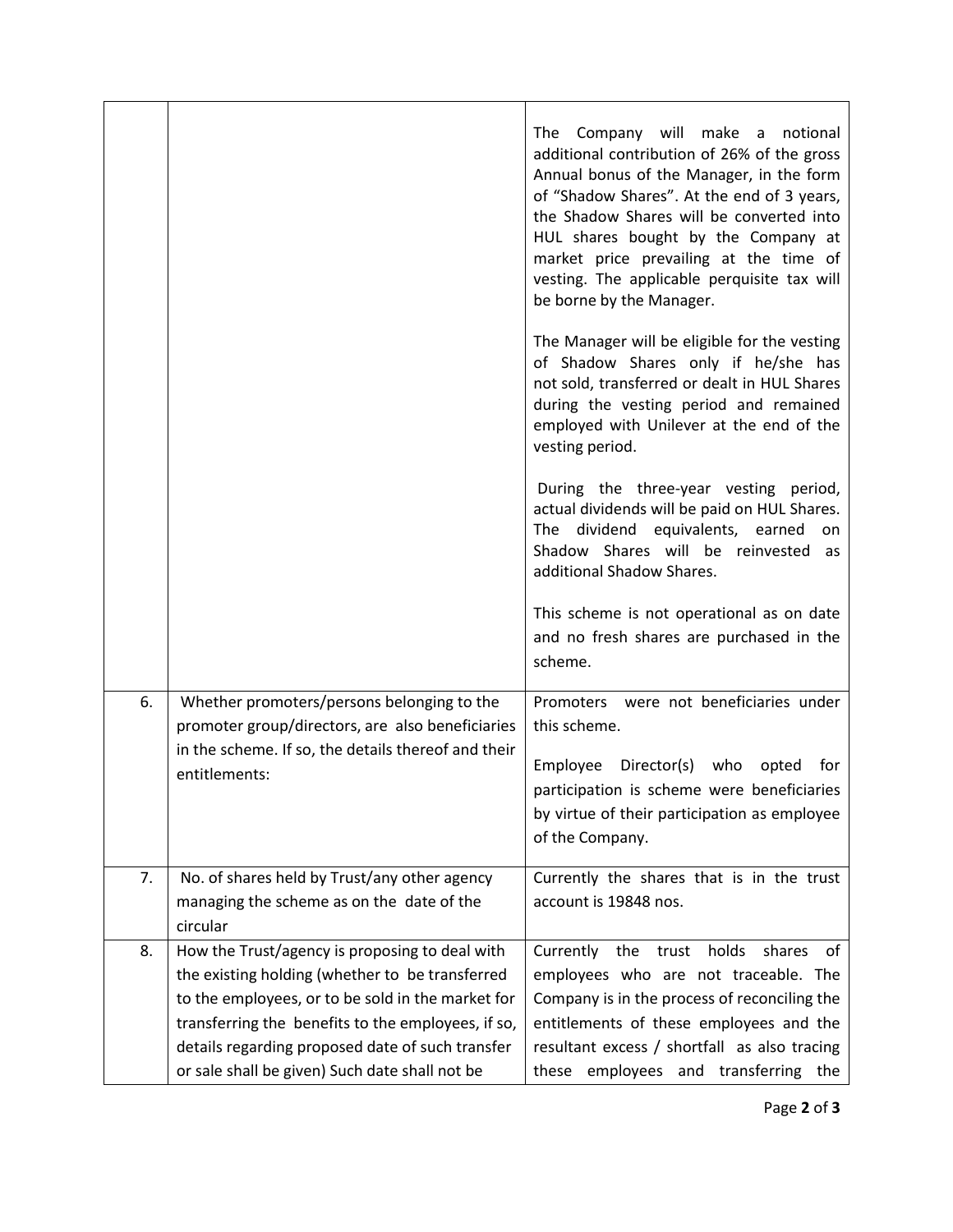| | | |
|---|---|---|
| | | The Company will make a notional additional contribution of 26% of the gross Annual bonus of the Manager, in the form of "Shadow Shares". At the end of 3 years, the Shadow Shares will be converted into HUL shares bought by the Company at market price prevailing at the time of vesting. The applicable perquisite tax will be borne by the Manager.<br><br>The Manager will be eligible for the vesting of Shadow Shares only if he/she has not sold, transferred or dealt in HUL Shares during the vesting period and remained employed with Unilever at the end of the vesting period.<br><br>During the three-year vesting period, actual dividends will be paid on HUL Shares. The dividend equivalents, earned on Shadow Shares will be reinvested as additional Shadow Shares.<br><br>This scheme is not operational as on date and no fresh shares are purchased in the scheme. |
| 6. | Whether promoters/persons belonging to the promoter group/directors, are also beneficiaries in the scheme. If so, the details thereof and their entitlements: | Promoters were not beneficiaries under this scheme.<br><br>Employee Director(s) who opted for participation is scheme were beneficiaries by virtue of their participation as employee of the Company. |
| 7. | No. of shares held by Trust/any other agency managing the scheme as on the date of the circular | Currently the shares that is in the trust account is 19848 nos. |
| 8. | How the Trust/agency is proposing to deal with the existing holding (whether to be transferred to the employees, or to be sold in the market for transferring the benefits to the employees, if so, details regarding proposed date of such transfer or sale shall be given) Such date shall not be | Currently the trust holds shares of employees who are not traceable. The Company is in the process of reconciling the entitlements of these employees and the resultant excess / shortfall as also tracing these employees and transferring the |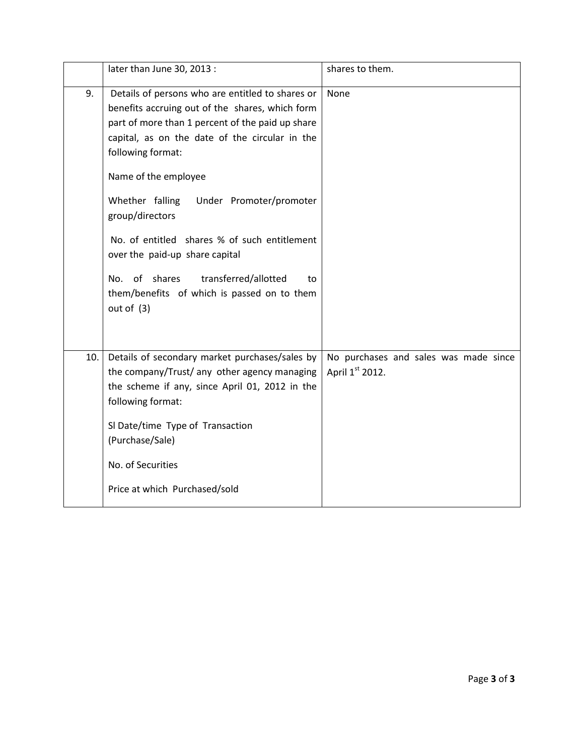| | | |
|---|---|---|
| | later than June 30, 2013 : | shares to them. |
| 9. | Details of persons who are entitled to shares or benefits accruing out of the shares, which form part of more than 1 percent of the paid up share capital, as on the date of the circular in the following format:<br><br>Name of the employee<br><br>Whether falling Under Promoter/promoter group/directors<br><br>No. of entitled shares % of such entitlement over the paid-up share capital<br><br>No. of shares transferred/allotted to them/benefits of which is passed on to them out of (3) | None |
| 10. | Details of secondary market purchases/sales by the company/Trust/ any other agency managing the scheme if any, since April 01, 2012 in the following format:<br><br>Sl Date/time Type of Transaction (Purchase/Sale)<br><br>No. of Securities<br><br>Price at which Purchased/sold | No purchases and sales was made since April 1st 2012. |